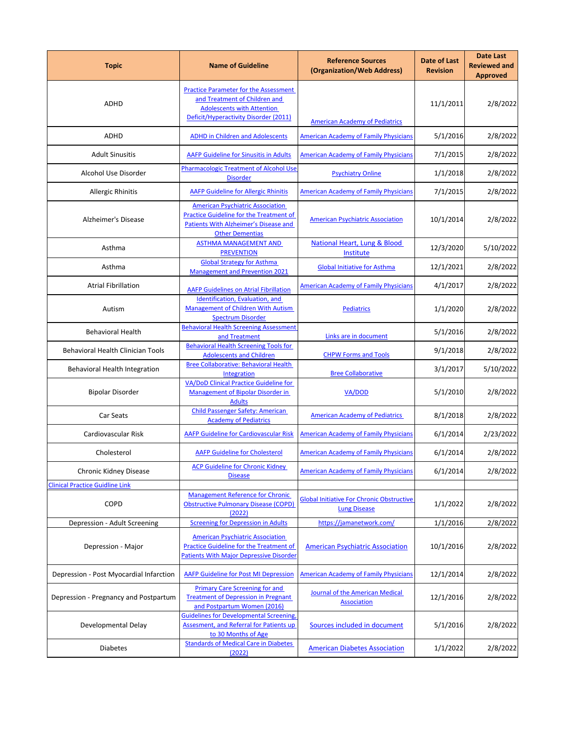| Topic | Name of Guideline | Reference Sources (Organization/Web Address) | Date of Last Revision | Date Last Reviewed and Approved |
| --- | --- | --- | --- | --- |
| ADHD | Practice Parameter for the Assessment and Treatment of Children and Adolescents with Attention Deficit/Hyperactivity Disorder (2011) | American Academy of Pediatrics | 11/1/2011 | 2/8/2022 |
| ADHD | ADHD in Children and Adolescents | American Academy of Family Physicians | 5/1/2016 | 2/8/2022 |
| Adult Sinusitis | AAFP Guideline for Sinusitis in Adults | American Academy of Family Physicians | 7/1/2015 | 2/8/2022 |
| Alcohol Use Disorder | Pharmacologic Treatment of Alcohol Use Disorder | Psychiatry Online | 1/1/2018 | 2/8/2022 |
| Allergic Rhinitis | AAFP Guideline for Allergic Rhinitis | American Academy of Family Physicians | 7/1/2015 | 2/8/2022 |
| Alzheimer's Disease | American Psychiatric Association Practice Guideline for the Treatment of Patients With Alzheimer's Disease and Other Dementias | American Psychiatric Association | 10/1/2014 | 2/8/2022 |
| Asthma | ASTHMA MANAGEMENT AND PREVENTION | National Heart, Lung & Blood Institute | 12/3/2020 | 5/10/2022 |
| Asthma | Global Strategy for Asthma Management and Prevention 2021 | Global Initiative for Asthma | 12/1/2021 | 2/8/2022 |
| Atrial Fibrillation | AAFP Guidelines on Atrial Fibrillation | American Academy of Family Physicians | 4/1/2017 | 2/8/2022 |
| Autism | Identification, Evaluation, and Management of Children With Autism Spectrum Disorder | Pediatrics | 1/1/2020 | 2/8/2022 |
| Behavioral Health | Behavioral Health Screening Assessment and Treatment | Links are in document | 5/1/2016 | 2/8/2022 |
| Behavioral Health Clinician Tools | Behavioral Health Screening Tools for Adolescents and Children | CHPW Forms and Tools | 9/1/2018 | 2/8/2022 |
| Behavioral Health Integration | Bree Collaborative: Behavioral Health Integration | Bree Collaborative | 3/1/2017 | 5/10/2022 |
| Bipolar Disorder | VA/DoD Clinical Practice Guideline for Management of Bipolar Disorder in Adults | VA/DOD | 5/1/2010 | 2/8/2022 |
| Car Seats | Child Passenger Safety: American Academy of Pediatrics | American Academy of Pediatrics | 8/1/2018 | 2/8/2022 |
| Cardiovascular Risk | AAFP Guideline for Cardiovascular Risk | American Academy of Family Physicians | 6/1/2014 | 2/23/2022 |
| Cholesterol | AAFP Guideline for Cholesterol | American Academy of Family Physicians | 6/1/2014 | 2/8/2022 |
| Chronic Kidney Disease | ACP Guideline for Chronic Kidney Disease | American Academy of Family Physicians | 6/1/2014 | 2/8/2022 |
| Clinical Practice Guidline Link | | | | |
| COPD | Management Reference for Chronic Obstructive Pulmonary Disease (COPD) (2022) | Global Initiative For Chronic Obstructive Lung Disease | 1/1/2022 | 2/8/2022 |
| Depression - Adult Screening | Screening for Depression in Adults | https://jamanetwork.com/ | 1/1/2016 | 2/8/2022 |
| Depression - Major | American Psychiatric Association Practice Guideline for the Treatment of Patients With Major Depressive Disorder | American Psychiatric Association | 10/1/2016 | 2/8/2022 |
| Depression - Post Myocardial Infarction | AAFP Guideline for Post MI Depression | American Academy of Family Physicians | 12/1/2014 | 2/8/2022 |
| Depression - Pregnancy and Postpartum | Primary Care Screening for and Treatment of Depression in Pregnant and Postpartum Women (2016) | Journal of the American Medical Association | 12/1/2016 | 2/8/2022 |
| Developmental Delay | Guidelines for Developmental Screening, Assesment, and Referral for Patients up to 30 Months of Age | Sources included in document | 5/1/2016 | 2/8/2022 |
| Diabetes | Standards of Medical Care in Diabetes (2022) | American Diabetes Association | 1/1/2022 | 2/8/2022 |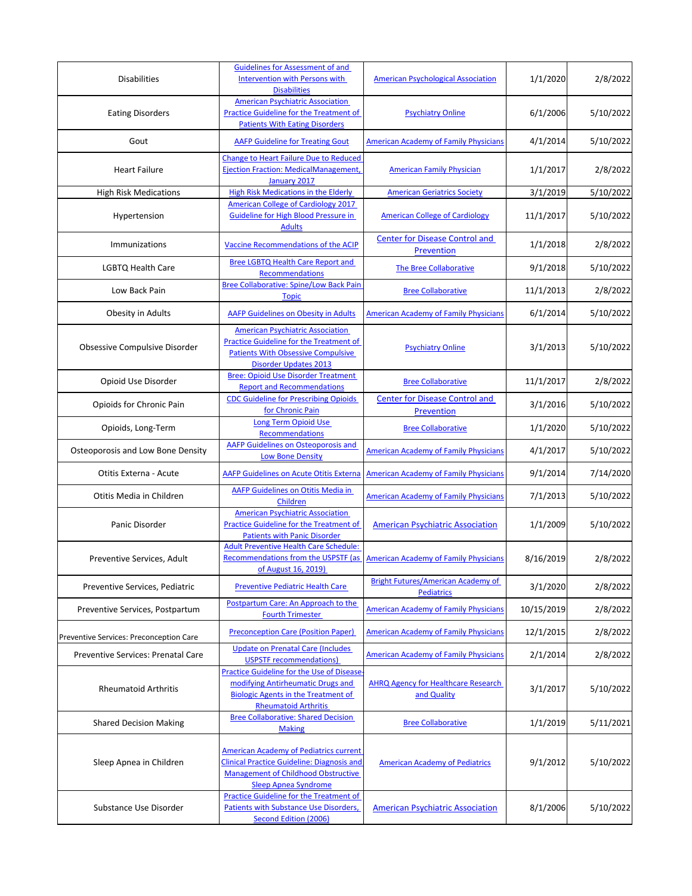| Disabilities | Guidelines for Assessment of and Intervention with Persons with Disabilities | American Psychological Association | 1/1/2020 | 2/8/2022 |
|---|---|---|---|---|
| Eating Disorders | American Psychiatric Association Practice Guideline for the Treatment of Patients With Eating Disorders | Psychiatry Online | 6/1/2006 | 5/10/2022 |
| Gout | AAFP Guideline for Treating Gout | American Academy of Family Physicians | 4/1/2014 | 5/10/2022 |
| Heart Failure | Change to Heart Failure Due to Reduced Ejection Fraction: MedicalManagement, January 2017 | American Family Physician | 1/1/2017 | 2/8/2022 |
| High Risk Medications | High Risk Medications in the Elderly | American Geriatrics Society | 3/1/2019 | 5/10/2022 |
| Hypertension | American College of Cardiology 2017 Guideline for High Blood Pressure in Adults | American College of Cardiology | 11/1/2017 | 5/10/2022 |
| Immunizations | Vaccine Recommendations of the ACIP | Center for Disease Control and Prevention | 1/1/2018 | 2/8/2022 |
| LGBTQ Health Care | Bree LGBTQ Health Care Report and Recommendations | The Bree Collaborative | 9/1/2018 | 5/10/2022 |
| Low Back Pain | Bree Collaborative: Spine/Low Back Pain Topic | Bree Collaborative | 11/1/2013 | 2/8/2022 |
| Obesity in Adults | AAFP Guidelines on Obesity in Adults | American Academy of Family Physicians | 6/1/2014 | 5/10/2022 |
| Obsessive Compulsive Disorder | American Psychiatric Association Practice Guideline for the Treatment of Patients With Obsessive Compulsive Disorder Updates 2013 | Psychiatry Online | 3/1/2013 | 5/10/2022 |
| Opioid Use Disorder | Bree: Opioid Use Disorder Treatment Report and Recommendations | Bree Collaborative | 11/1/2017 | 2/8/2022 |
| Opioids for Chronic Pain | CDC Guideline for Prescribing Opioids for Chronic Pain | Center for Disease Control and Prevention | 3/1/2016 | 5/10/2022 |
| Opioids, Long-Term | Long Term Opioid Use Recommendations | Bree Collaborative | 1/1/2020 | 5/10/2022 |
| Osteoporosis and Low Bone Density | AAFP Guidelines on Osteoporosis and Low Bone Density | American Academy of Family Physicians | 4/1/2017 | 5/10/2022 |
| Otitis Externa - Acute | AAFP Guidelines on Acute Otitis Externa | American Academy of Family Physicians | 9/1/2014 | 7/14/2020 |
| Otitis Media in Children | AAFP Guidelines on Otitis Media in Children | American Academy of Family Physicians | 7/1/2013 | 5/10/2022 |
| Panic Disorder | American Psychiatric Association Practice Guideline for the Treatment of Patients with Panic Disorder | American Psychiatric Association | 1/1/2009 | 5/10/2022 |
| Preventive Services, Adult | Adult Preventive Health Care Schedule: Recommendations from the USPSTF (as of August 16, 2019) | American Academy of Family Physicians | 8/16/2019 | 2/8/2022 |
| Preventive Services, Pediatric | Preventive Pediatric Health Care | Bright Futures/American Academy of Pediatrics | 3/1/2020 | 2/8/2022 |
| Preventive Services, Postpartum | Postpartum Care: An Approach to the Fourth Trimester | American Academy of Family Physicians | 10/15/2019 | 2/8/2022 |
| Preventive Services: Preconception Care | Preconception Care (Position Paper) | American Academy of Family Physicians | 12/1/2015 | 2/8/2022 |
| Preventive Services: Prenatal Care | Update on Prenatal Care (Includes USPSTF recommendations) | American Academy of Family Physicians | 2/1/2014 | 2/8/2022 |
| Rheumatoid Arthritis | Practice Guideline for the Use of Disease-modifying Antirheumatic Drugs and Biologic Agents in the Treatment of Rheumatoid Arthritis | AHRQ Agency for Healthcare Research and Quality | 3/1/2017 | 5/10/2022 |
| Shared Decision Making | Bree Collaborative: Shared Decision Making | Bree Collaborative | 1/1/2019 | 5/11/2021 |
| Sleep Apnea in Children | American Academy of Pediatrics current Clinical Practice Guideline: Diagnosis and Management of Childhood Obstructive Sleep Apnea Syndrome | American Academy of Pediatrics | 9/1/2012 | 5/10/2022 |
| Substance Use Disorder | Practice Guideline for the Treatment of Patients with Substance Use Disorders, Second Edition (2006) | American Psychiatric Association | 8/1/2006 | 5/10/2022 |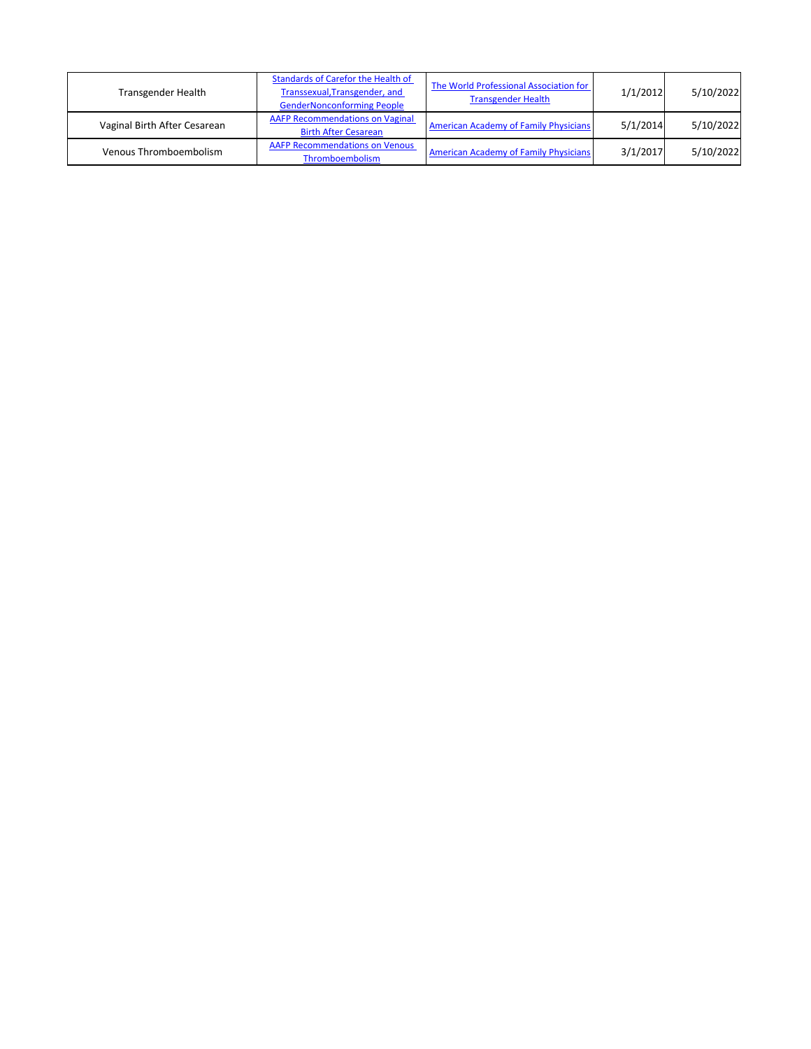| | | | | |
|---|---|---|---|---|
| Transgender Health | Standards of Carefor the Health of Transsexual,Transgender, and GenderNonconforming People | The World Professional Association for Transgender Health | 1/1/2012 | 5/10/2022 |
| Vaginal Birth After Cesarean | AAFP Recommendations on Vaginal Birth After Cesarean | American Academy of Family Physicians | 5/1/2014 | 5/10/2022 |
| Venous Thromboembolism | AAFP Recommendations on Venous Thromboembolism | American Academy of Family Physicians | 3/1/2017 | 5/10/2022 |